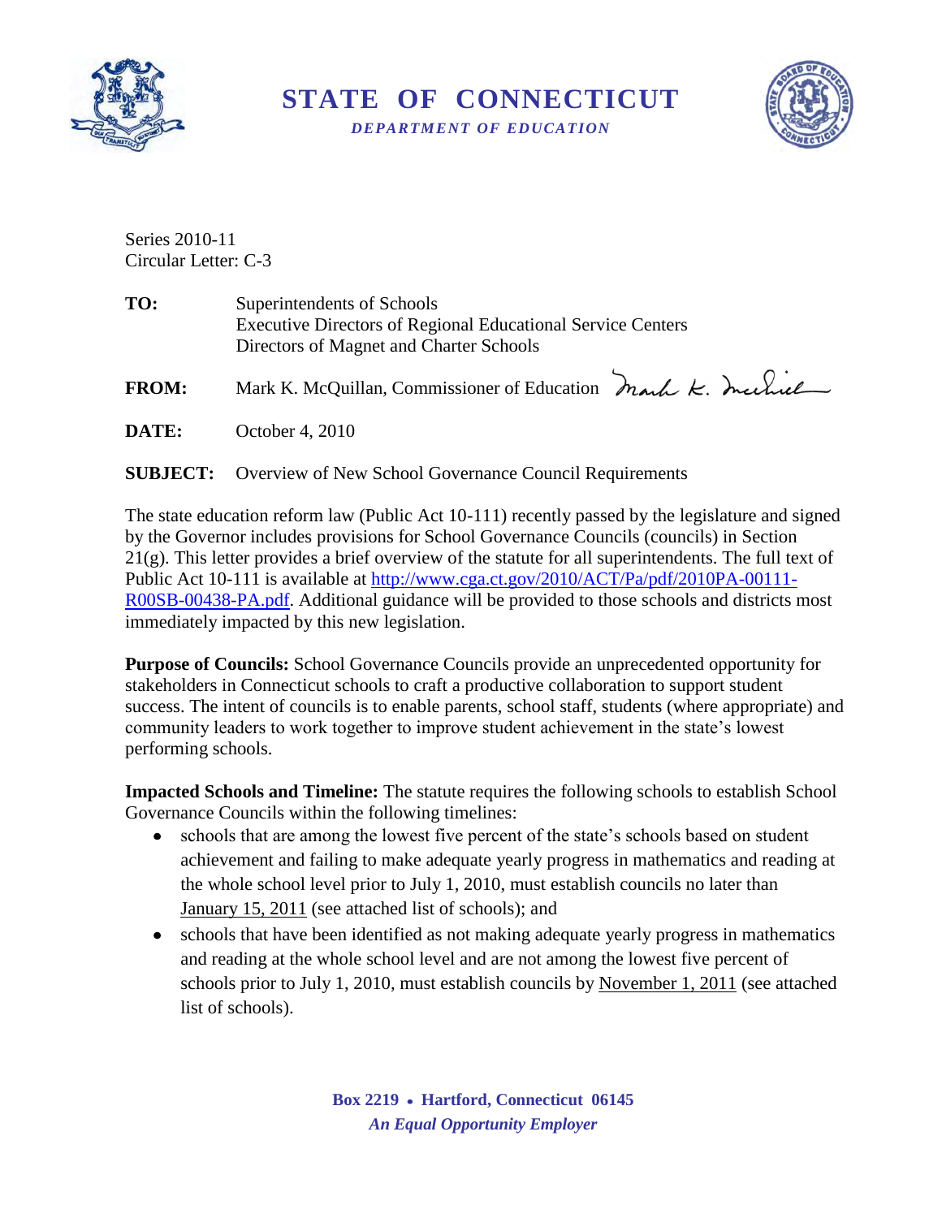# STATE OF CONNECTICUT

***DEPARTMENT OF EDUCATION***

Series 2010-11
Circular Letter: C-3

**TO:** Superintendents of Schools
Executive Directors of Regional Educational Service Centers
Directors of Magnet and Charter Schools

**FROM:** Mark K. McQuillan, Commissioner of Education

**DATE:** October 4, 2010

**SUBJECT:** Overview of New School Governance Council Requirements

The state education reform law (Public Act 10-111) recently passed by the legislature and signed by the Governor includes provisions for School Governance Councils (councils) in Section 21(g). This letter provides a brief overview of the statute for all superintendents. The full text of Public Act 10-111 is available at http://www.cga.ct.gov/2010/ACT/Pa/pdf/2010PA-00111-R00SB-00438-PA.pdf. Additional guidance will be provided to those schools and districts most immediately impacted by this new legislation.

**Purpose of Councils:** School Governance Councils provide an unprecedented opportunity for stakeholders in Connecticut schools to craft a productive collaboration to support student success. The intent of councils is to enable parents, school staff, students (where appropriate) and community leaders to work together to improve student achievement in the state's lowest performing schools.

**Impacted Schools and Timeline:** The statute requires the following schools to establish School Governance Councils within the following timelines:

- schools that are among the lowest five percent of the state's schools based on student achievement and failing to make adequate yearly progress in mathematics and reading at the whole school level prior to July 1, 2010, must establish councils no later than January 15, 2011 (see attached list of schools); and
- schools that have been identified as not making adequate yearly progress in mathematics and reading at the whole school level and are not among the lowest five percent of schools prior to July 1, 2010, must establish councils by November 1, 2011 (see attached list of schools).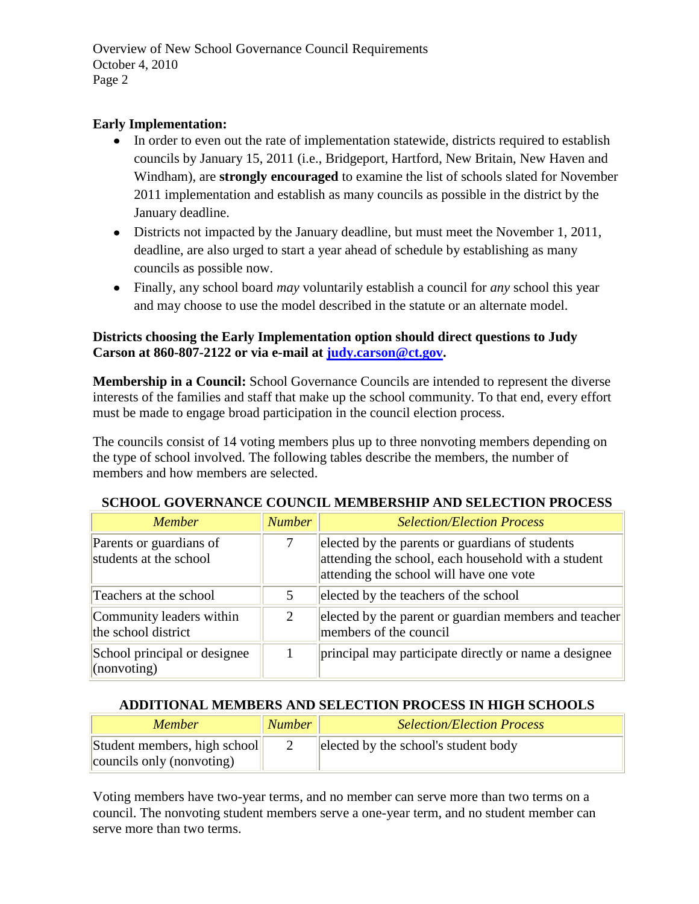**Early Implementation:**

- In order to even out the rate of implementation statewide, districts required to establish councils by January 15, 2011 (i.e., Bridgeport, Hartford, New Britain, New Haven and Windham), are **strongly encouraged** to examine the list of schools slated for November 2011 implementation and establish as many councils as possible in the district by the January deadline.
- Districts not impacted by the January deadline, but must meet the November 1, 2011, deadline, are also urged to start a year ahead of schedule by establishing as many councils as possible now.
- Finally, any school board *may* voluntarily establish a council for *any* school this year and may choose to use the model described in the statute or an alternate model.

**Districts choosing the Early Implementation option should direct questions to Judy Carson at 860-807-2122 or via e-mail at [judy.carson@ct.gov](mailto:judy.carson@ct.gov).**

**Membership in a Council:** School Governance Councils are intended to represent the diverse interests of the families and staff that make up the school community. To that end, every effort must be made to engage broad participation in the council election process.

The councils consist of 14 voting members plus up to three nonvoting members depending on the type of school involved. The following tables describe the members, the number of members and how members are selected.

**SCHOOL GOVERNANCE COUNCIL MEMBERSHIP AND SELECTION PROCESS**

| *Member* | *Number* | *Selection/Election Process* |
|---|---|---|
| Parents or guardians of students at the school | 7 | elected by the parents or guardians of students attending the school, each household with a student attending the school will have one vote |
| Teachers at the school | 5 | elected by the teachers of the school |
| Community leaders within the school district | 2 | elected by the parent or guardian members and teacher members of the council |
| School principal or designee (nonvoting) | 1 | principal may participate directly or name a designee |

**ADDITIONAL MEMBERS AND SELECTION PROCESS IN HIGH SCHOOLS**

| *Member* | *Number* | *Selection/Election Process* |
|---|---|---|
| Student members, high school councils only (nonvoting) | 2 | elected by the school's student body |

Voting members have two-year terms, and no member can serve more than two terms on a council. The nonvoting student members serve a one-year term, and no student member can serve more than two terms.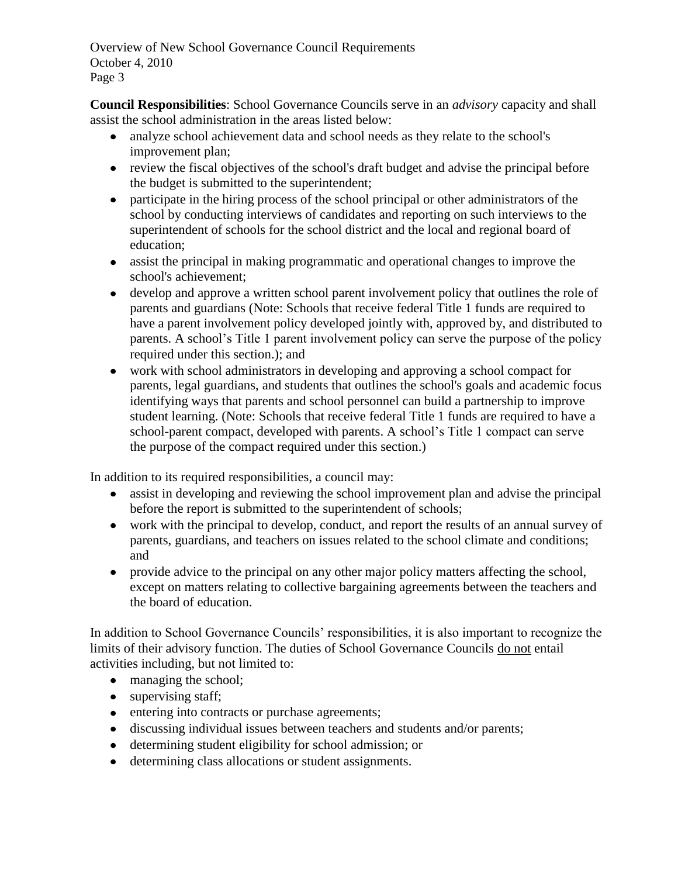**Council Responsibilities**: School Governance Councils serve in an *advisory* capacity and shall assist the school administration in the areas listed below:

- analyze school achievement data and school needs as they relate to the school's improvement plan;
- review the fiscal objectives of the school's draft budget and advise the principal before the budget is submitted to the superintendent;
- participate in the hiring process of the school principal or other administrators of the school by conducting interviews of candidates and reporting on such interviews to the superintendent of schools for the school district and the local and regional board of education;
- assist the principal in making programmatic and operational changes to improve the school's achievement;
- develop and approve a written school parent involvement policy that outlines the role of parents and guardians (Note: Schools that receive federal Title 1 funds are required to have a parent involvement policy developed jointly with, approved by, and distributed to parents. A school's Title 1 parent involvement policy can serve the purpose of the policy required under this section.); and
- work with school administrators in developing and approving a school compact for parents, legal guardians, and students that outlines the school's goals and academic focus identifying ways that parents and school personnel can build a partnership to improve student learning. (Note: Schools that receive federal Title 1 funds are required to have a school-parent compact, developed with parents. A school's Title 1 compact can serve the purpose of the compact required under this section.)

In addition to its required responsibilities, a council may:

- assist in developing and reviewing the school improvement plan and advise the principal before the report is submitted to the superintendent of schools;
- work with the principal to develop, conduct, and report the results of an annual survey of parents, guardians, and teachers on issues related to the school climate and conditions; and
- provide advice to the principal on any other major policy matters affecting the school, except on matters relating to collective bargaining agreements between the teachers and the board of education.

In addition to School Governance Councils' responsibilities, it is also important to recognize the limits of their advisory function. The duties of School Governance Councils do not entail activities including, but not limited to:

- managing the school;
- supervising staff;
- entering into contracts or purchase agreements;
- discussing individual issues between teachers and students and/or parents;
- determining student eligibility for school admission; or
- determining class allocations or student assignments.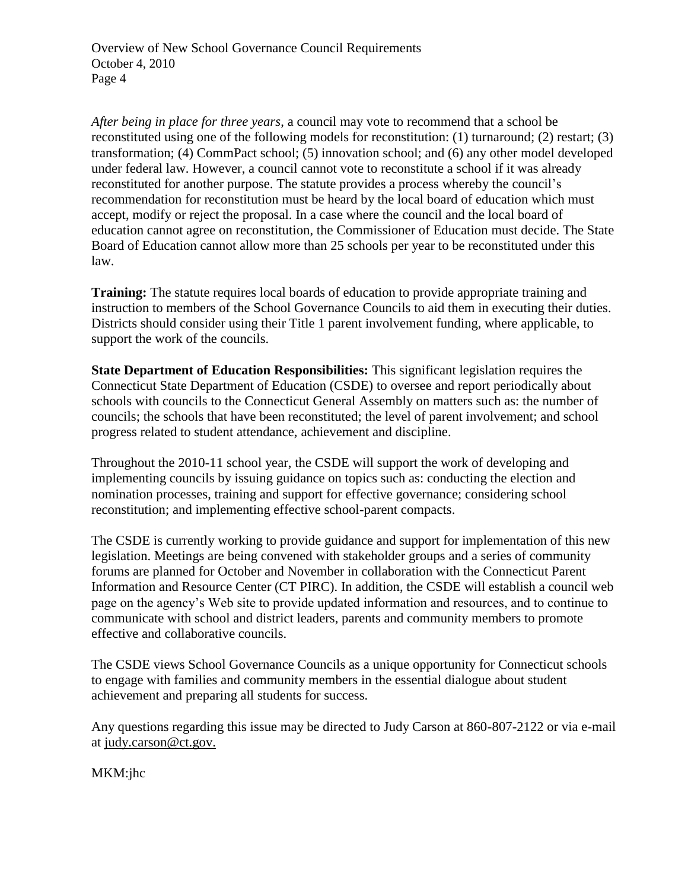*After being in place for three years*, a council may vote to recommend that a school be reconstituted using one of the following models for reconstitution: (1) turnaround; (2) restart; (3) transformation; (4) CommPact school; (5) innovation school; and (6) any other model developed under federal law. However, a council cannot vote to reconstitute a school if it was already reconstituted for another purpose. The statute provides a process whereby the council's recommendation for reconstitution must be heard by the local board of education which must accept, modify or reject the proposal. In a case where the council and the local board of education cannot agree on reconstitution, the Commissioner of Education must decide. The State Board of Education cannot allow more than 25 schools per year to be reconstituted under this law.

**Training:** The statute requires local boards of education to provide appropriate training and instruction to members of the School Governance Councils to aid them in executing their duties. Districts should consider using their Title 1 parent involvement funding, where applicable, to support the work of the councils.

**State Department of Education Responsibilities:** This significant legislation requires the Connecticut State Department of Education (CSDE) to oversee and report periodically about schools with councils to the Connecticut General Assembly on matters such as: the number of councils; the schools that have been reconstituted; the level of parent involvement; and school progress related to student attendance, achievement and discipline.

Throughout the 2010-11 school year, the CSDE will support the work of developing and implementing councils by issuing guidance on topics such as: conducting the election and nomination processes, training and support for effective governance; considering school reconstitution; and implementing effective school-parent compacts.

The CSDE is currently working to provide guidance and support for implementation of this new legislation. Meetings are being convened with stakeholder groups and a series of community forums are planned for October and November in collaboration with the Connecticut Parent Information and Resource Center (CT PIRC). In addition, the CSDE will establish a council web page on the agency's Web site to provide updated information and resources, and to continue to communicate with school and district leaders, parents and community members to promote effective and collaborative councils.

The CSDE views School Governance Councils as a unique opportunity for Connecticut schools to engage with families and community members in the essential dialogue about student achievement and preparing all students for success.

Any questions regarding this issue may be directed to Judy Carson at 860-807-2122 or via e-mail at judy.carson@ct.gov.

MKM:jhc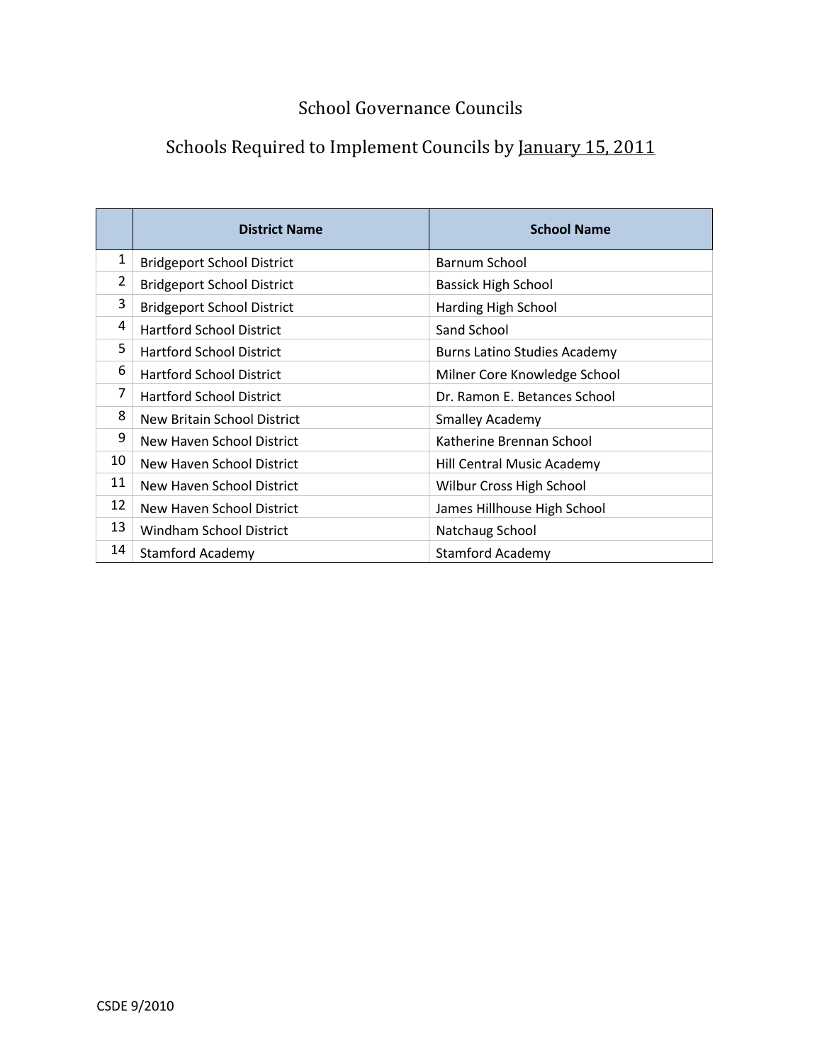# School Governance Councils

## Schools Required to Implement Councils by January 15, 2011

| | District Name | School Name |
|---|---|---|
| 1 | Bridgeport School District | Barnum School |
| 2 | Bridgeport School District | Bassick High School |
| 3 | Bridgeport School District | Harding High School |
| 4 | Hartford School District | Sand School |
| 5 | Hartford School District | Burns Latino Studies Academy |
| 6 | Hartford School District | Milner Core Knowledge School |
| 7 | Hartford School District | Dr. Ramon E. Betances School |
| 8 | New Britain School District | Smalley Academy |
| 9 | New Haven School District | Katherine Brennan School |
| 10 | New Haven School District | Hill Central Music Academy |
| 11 | New Haven School District | Wilbur Cross High School |
| 12 | New Haven School District | James Hillhouse High School |
| 13 | Windham School District | Natchaug School |
| 14 | Stamford Academy | Stamford Academy |

CSDE 9/2010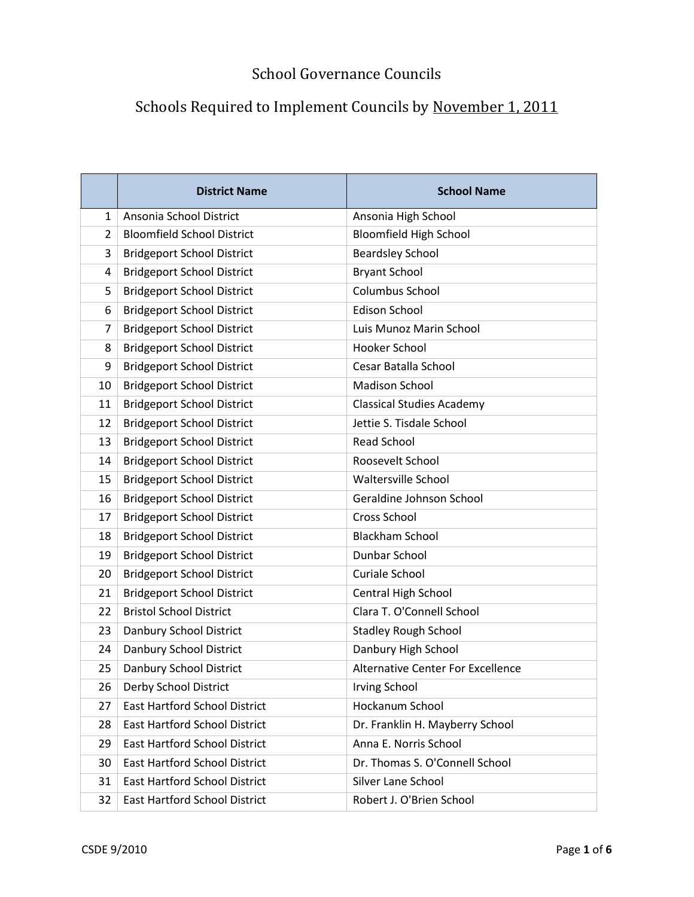# School Governance Councils

## Schools Required to Implement Councils by November 1, 2011

| | District Name | School Name |
|---|---|---|
| 1 | Ansonia School District | Ansonia High School |
| 2 | Bloomfield School District | Bloomfield High School |
| 3 | Bridgeport School District | Beardsley School |
| 4 | Bridgeport School District | Bryant School |
| 5 | Bridgeport School District | Columbus School |
| 6 | Bridgeport School District | Edison School |
| 7 | Bridgeport School District | Luis Munoz Marin School |
| 8 | Bridgeport School District | Hooker School |
| 9 | Bridgeport School District | Cesar Batalla School |
| 10 | Bridgeport School District | Madison School |
| 11 | Bridgeport School District | Classical Studies Academy |
| 12 | Bridgeport School District | Jettie S. Tisdale School |
| 13 | Bridgeport School District | Read School |
| 14 | Bridgeport School District | Roosevelt School |
| 15 | Bridgeport School District | Waltersville School |
| 16 | Bridgeport School District | Geraldine Johnson School |
| 17 | Bridgeport School District | Cross School |
| 18 | Bridgeport School District | Blackham School |
| 19 | Bridgeport School District | Dunbar School |
| 20 | Bridgeport School District | Curiale School |
| 21 | Bridgeport School District | Central High School |
| 22 | Bristol School District | Clara T. O'Connell School |
| 23 | Danbury School District | Stadley Rough School |
| 24 | Danbury School District | Danbury High School |
| 25 | Danbury School District | Alternative Center For Excellence |
| 26 | Derby School District | Irving School |
| 27 | East Hartford School District | Hockanum School |
| 28 | East Hartford School District | Dr. Franklin H. Mayberry School |
| 29 | East Hartford School District | Anna E. Norris School |
| 30 | East Hartford School District | Dr. Thomas S. O'Connell School |
| 31 | East Hartford School District | Silver Lane School |
| 32 | East Hartford School District | Robert J. O'Brien School |

CSDE 9/2010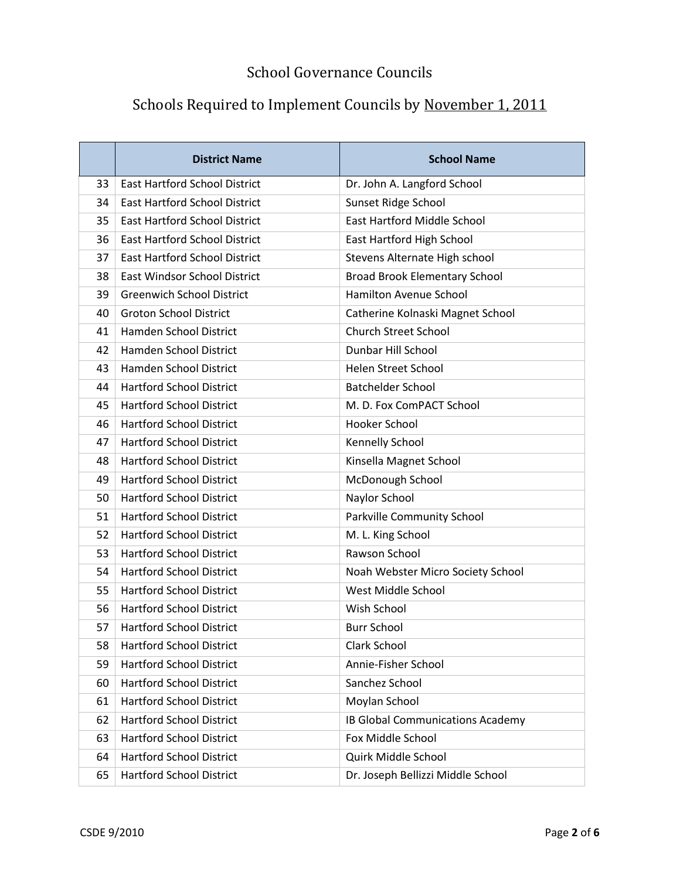# School Governance Councils

## Schools Required to Implement Councils by November 1, 2011

| | District Name | School Name |
|---|---|---|
| 33 | East Hartford School District | Dr. John A. Langford School |
| 34 | East Hartford School District | Sunset Ridge School |
| 35 | East Hartford School District | East Hartford Middle School |
| 36 | East Hartford School District | East Hartford High School |
| 37 | East Hartford School District | Stevens Alternate High school |
| 38 | East Windsor School District | Broad Brook Elementary School |
| 39 | Greenwich School District | Hamilton Avenue School |
| 40 | Groton School District | Catherine Kolnaski Magnet School |
| 41 | Hamden School District | Church Street School |
| 42 | Hamden School District | Dunbar Hill School |
| 43 | Hamden School District | Helen Street School |
| 44 | Hartford School District | Batchelder School |
| 45 | Hartford School District | M. D. Fox ComPACT School |
| 46 | Hartford School District | Hooker School |
| 47 | Hartford School District | Kennelly School |
| 48 | Hartford School District | Kinsella Magnet School |
| 49 | Hartford School District | McDonough School |
| 50 | Hartford School District | Naylor School |
| 51 | Hartford School District | Parkville Community School |
| 52 | Hartford School District | M. L. King School |
| 53 | Hartford School District | Rawson School |
| 54 | Hartford School District | Noah Webster Micro Society School |
| 55 | Hartford School District | West Middle School |
| 56 | Hartford School District | Wish School |
| 57 | Hartford School District | Burr School |
| 58 | Hartford School District | Clark School |
| 59 | Hartford School District | Annie-Fisher School |
| 60 | Hartford School District | Sanchez School |
| 61 | Hartford School District | Moylan School |
| 62 | Hartford School District | IB Global Communications Academy |
| 63 | Hartford School District | Fox Middle School |
| 64 | Hartford School District | Quirk Middle School |
| 65 | Hartford School District | Dr. Joseph Bellizzi Middle School |

CSDE 9/2010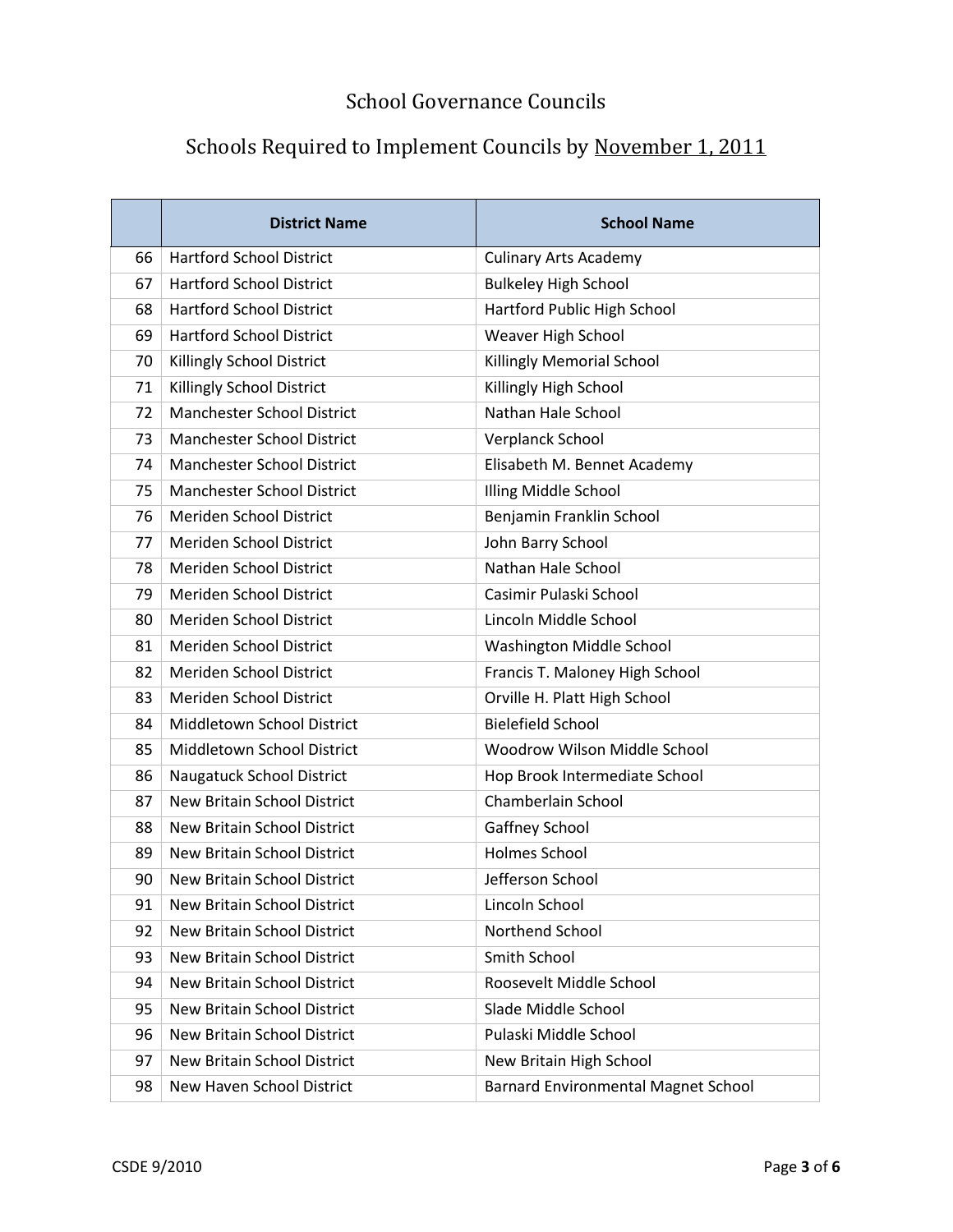# School Governance Councils

## Schools Required to Implement Councils by November 1, 2011

| | District Name | School Name |
|---|---|---|
| 66 | Hartford School District | Culinary Arts Academy |
| 67 | Hartford School District | Bulkeley High School |
| 68 | Hartford School District | Hartford Public High School |
| 69 | Hartford School District | Weaver High School |
| 70 | Killingly School District | Killingly Memorial School |
| 71 | Killingly School District | Killingly High School |
| 72 | Manchester School District | Nathan Hale School |
| 73 | Manchester School District | Verplanck School |
| 74 | Manchester School District | Elisabeth M. Bennet Academy |
| 75 | Manchester School District | Illing Middle School |
| 76 | Meriden School District | Benjamin Franklin School |
| 77 | Meriden School District | John Barry School |
| 78 | Meriden School District | Nathan Hale School |
| 79 | Meriden School District | Casimir Pulaski School |
| 80 | Meriden School District | Lincoln Middle School |
| 81 | Meriden School District | Washington Middle School |
| 82 | Meriden School District | Francis T. Maloney High School |
| 83 | Meriden School District | Orville H. Platt High School |
| 84 | Middletown School District | Bielefield School |
| 85 | Middletown School District | Woodrow Wilson Middle School |
| 86 | Naugatuck School District | Hop Brook Intermediate School |
| 87 | New Britain School District | Chamberlain School |
| 88 | New Britain School District | Gaffney School |
| 89 | New Britain School District | Holmes School |
| 90 | New Britain School District | Jefferson School |
| 91 | New Britain School District | Lincoln School |
| 92 | New Britain School District | Northend School |
| 93 | New Britain School District | Smith School |
| 94 | New Britain School District | Roosevelt Middle School |
| 95 | New Britain School District | Slade Middle School |
| 96 | New Britain School District | Pulaski Middle School |
| 97 | New Britain School District | New Britain High School |
| 98 | New Haven School District | Barnard Environmental Magnet School |

CSDE 9/2010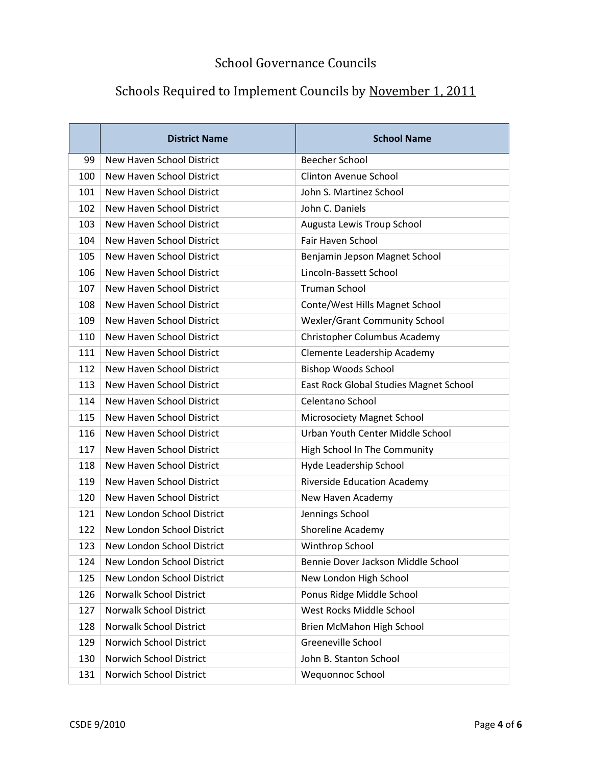# School Governance Councils

## Schools Required to Implement Councils by November 1, 2011

| | District Name | School Name |
|---|---|---|
| 99 | New Haven School District | Beecher School |
| 100 | New Haven School District | Clinton Avenue School |
| 101 | New Haven School District | John S. Martinez School |
| 102 | New Haven School District | John C. Daniels |
| 103 | New Haven School District | Augusta Lewis Troup School |
| 104 | New Haven School District | Fair Haven School |
| 105 | New Haven School District | Benjamin Jepson Magnet School |
| 106 | New Haven School District | Lincoln-Bassett School |
| 107 | New Haven School District | Truman School |
| 108 | New Haven School District | Conte/West Hills Magnet School |
| 109 | New Haven School District | Wexler/Grant Community School |
| 110 | New Haven School District | Christopher Columbus Academy |
| 111 | New Haven School District | Clemente Leadership Academy |
| 112 | New Haven School District | Bishop Woods School |
| 113 | New Haven School District | East Rock Global Studies Magnet School |
| 114 | New Haven School District | Celentano School |
| 115 | New Haven School District | Microsociety Magnet School |
| 116 | New Haven School District | Urban Youth Center Middle School |
| 117 | New Haven School District | High School In The Community |
| 118 | New Haven School District | Hyde Leadership School |
| 119 | New Haven School District | Riverside Education Academy |
| 120 | New Haven School District | New Haven Academy |
| 121 | New London School District | Jennings School |
| 122 | New London School District | Shoreline Academy |
| 123 | New London School District | Winthrop School |
| 124 | New London School District | Bennie Dover Jackson Middle School |
| 125 | New London School District | New London High School |
| 126 | Norwalk School District | Ponus Ridge Middle School |
| 127 | Norwalk School District | West Rocks Middle School |
| 128 | Norwalk School District | Brien McMahon High School |
| 129 | Norwich School District | Greeneville School |
| 130 | Norwich School District | John B. Stanton School |
| 131 | Norwich School District | Wequonnoc School |

CSDE 9/2010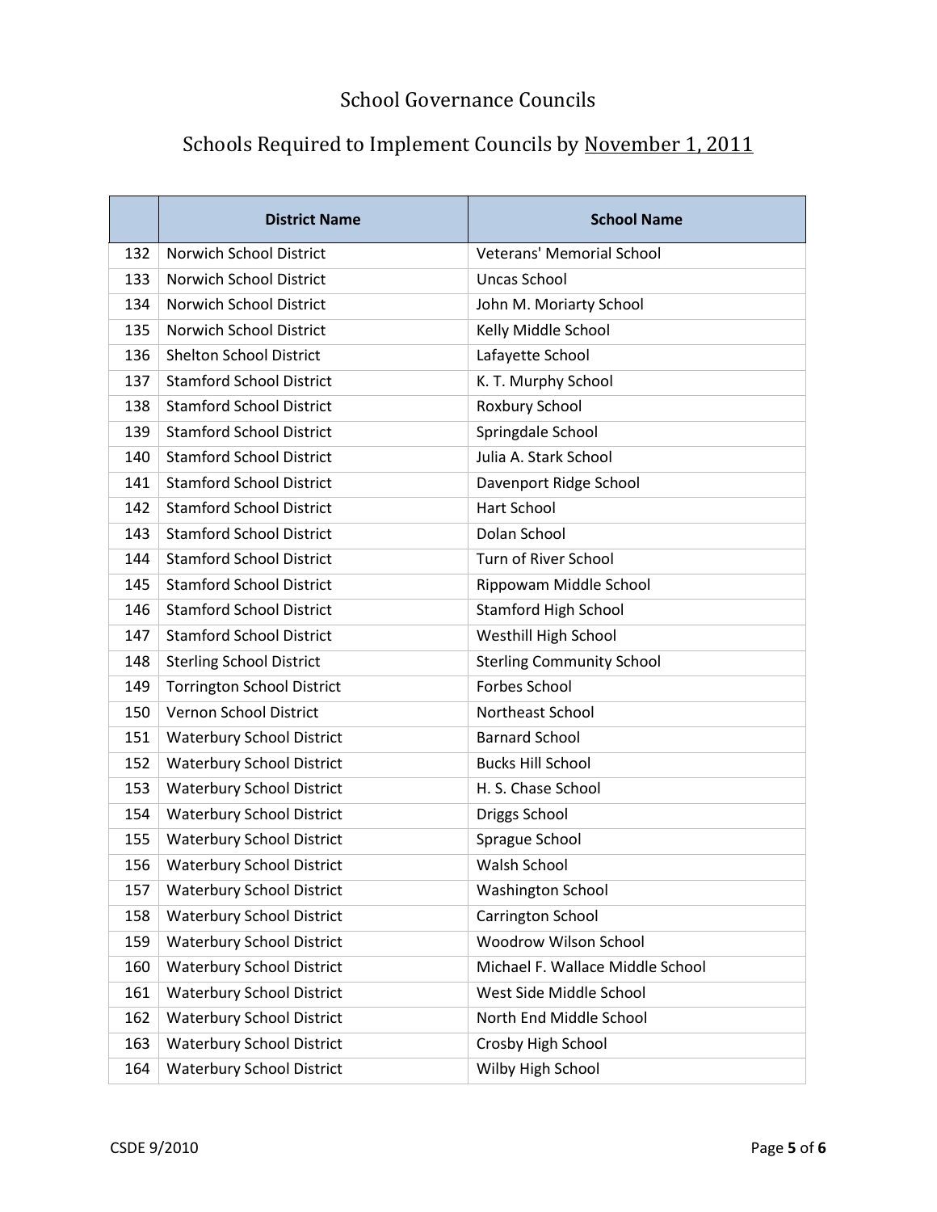# School Governance Councils

## Schools Required to Implement Councils by November 1, 2011

| | District Name | School Name |
|---|---|---|
| 132 | Norwich School District | Veterans' Memorial School |
| 133 | Norwich School District | Uncas School |
| 134 | Norwich School District | John M. Moriarty School |
| 135 | Norwich School District | Kelly Middle School |
| 136 | Shelton School District | Lafayette School |
| 137 | Stamford School District | K. T. Murphy School |
| 138 | Stamford School District | Roxbury School |
| 139 | Stamford School District | Springdale School |
| 140 | Stamford School District | Julia A. Stark School |
| 141 | Stamford School District | Davenport Ridge School |
| 142 | Stamford School District | Hart School |
| 143 | Stamford School District | Dolan School |
| 144 | Stamford School District | Turn of River School |
| 145 | Stamford School District | Rippowam Middle School |
| 146 | Stamford School District | Stamford High School |
| 147 | Stamford School District | Westhill High School |
| 148 | Sterling School District | Sterling Community School |
| 149 | Torrington School District | Forbes School |
| 150 | Vernon School District | Northeast School |
| 151 | Waterbury School District | Barnard School |
| 152 | Waterbury School District | Bucks Hill School |
| 153 | Waterbury School District | H. S. Chase School |
| 154 | Waterbury School District | Driggs School |
| 155 | Waterbury School District | Sprague School |
| 156 | Waterbury School District | Walsh School |
| 157 | Waterbury School District | Washington School |
| 158 | Waterbury School District | Carrington School |
| 159 | Waterbury School District | Woodrow Wilson School |
| 160 | Waterbury School District | Michael F. Wallace Middle School |
| 161 | Waterbury School District | West Side Middle School |
| 162 | Waterbury School District | North End Middle School |
| 163 | Waterbury School District | Crosby High School |
| 164 | Waterbury School District | Wilby High School |

CSDE 9/2010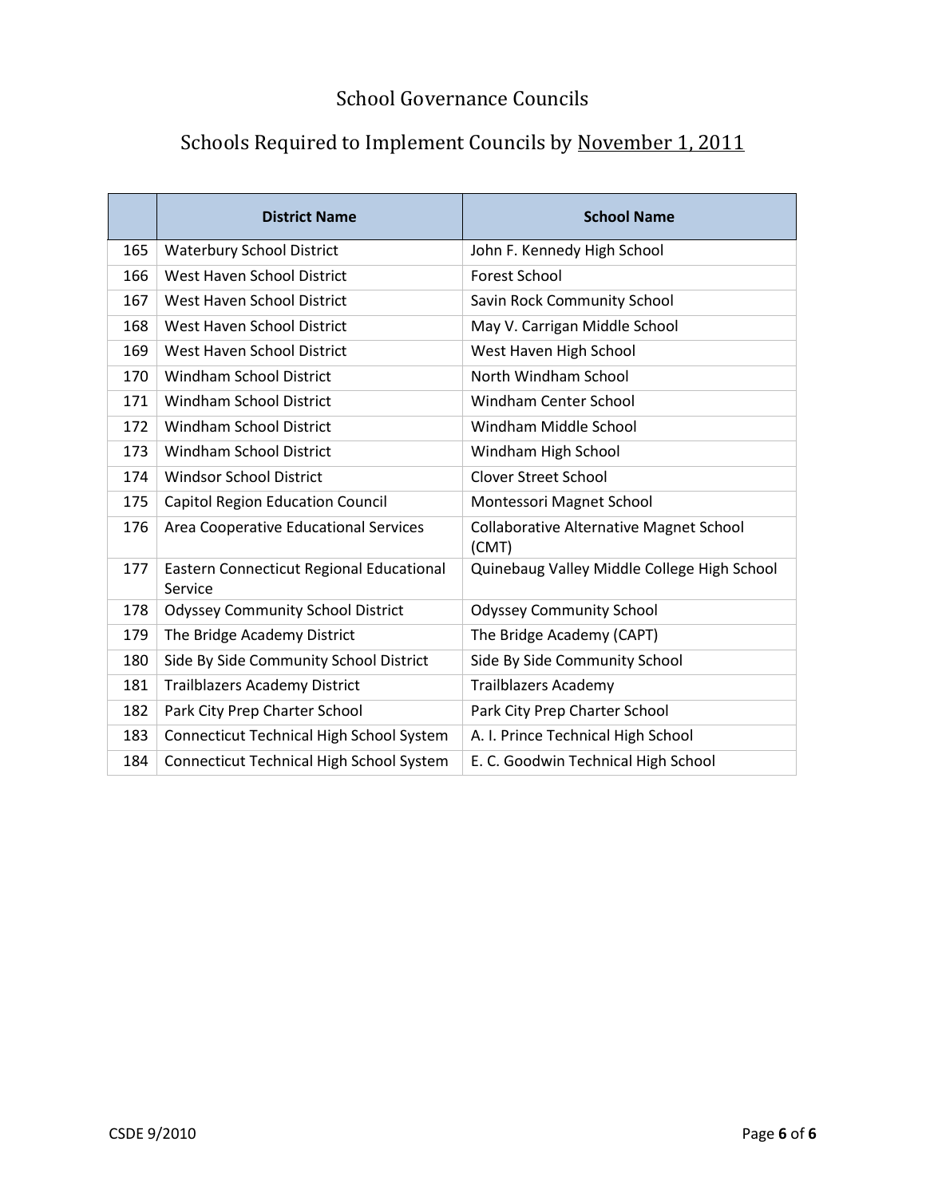# School Governance Councils

## Schools Required to Implement Councils by November 1, 2011

| | District Name | School Name |
|---|---|---|
| 165 | Waterbury School District | John F. Kennedy High School |
| 166 | West Haven School District | Forest School |
| 167 | West Haven School District | Savin Rock Community School |
| 168 | West Haven School District | May V. Carrigan Middle School |
| 169 | West Haven School District | West Haven High School |
| 170 | Windham School District | North Windham School |
| 171 | Windham School District | Windham Center School |
| 172 | Windham School District | Windham Middle School |
| 173 | Windham School District | Windham High School |
| 174 | Windsor School District | Clover Street School |
| 175 | Capitol Region Education Council | Montessori Magnet School |
| 176 | Area Cooperative Educational Services | Collaborative Alternative Magnet School (CMT) |
| 177 | Eastern Connecticut Regional Educational Service | Quinebaug Valley Middle College High School |
| 178 | Odyssey Community School District | Odyssey Community School |
| 179 | The Bridge Academy District | The Bridge Academy (CAPT) |
| 180 | Side By Side Community School District | Side By Side Community School |
| 181 | Trailblazers Academy District | Trailblazers Academy |
| 182 | Park City Prep Charter School | Park City Prep Charter School |
| 183 | Connecticut Technical High School System | A. I. Prince Technical High School |
| 184 | Connecticut Technical High School System | E. C. Goodwin Technical High School |

CSDE 9/2010